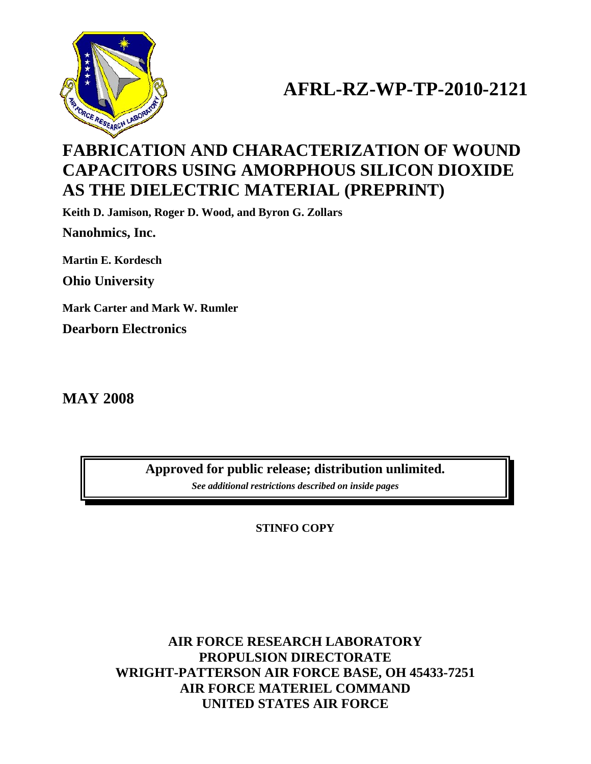# AFRL-RZ-WP-TP-2010-2121

# FABRICATION AND CHARACTERIZATION OF WOUND CAPACITORS USING AMORPHOUS SILICON DIOXIDE AS THE DIELECTRIC MATERIAL (PREPRINT)

**Keith D. Jamison, Roger D. Wood, and Byron G. Zollars**

**Nanohmics, Inc.**

**Martin E. Kordesch**

**Ohio University**

**Mark Carter and Mark W. Rumler**

**Dearborn Electronics**

**MAY 2008**

**Approved for public release; distribution unlimited.**

***See additional restrictions described on inside pages***

**STINFO COPY**

**AIR FORCE RESEARCH LABORATORY**
**PROPULSION DIRECTORATE**
**WRIGHT-PATTERSON AIR FORCE BASE, OH 45433-7251**
**AIR FORCE MATERIEL COMMAND**
**UNITED STATES AIR FORCE**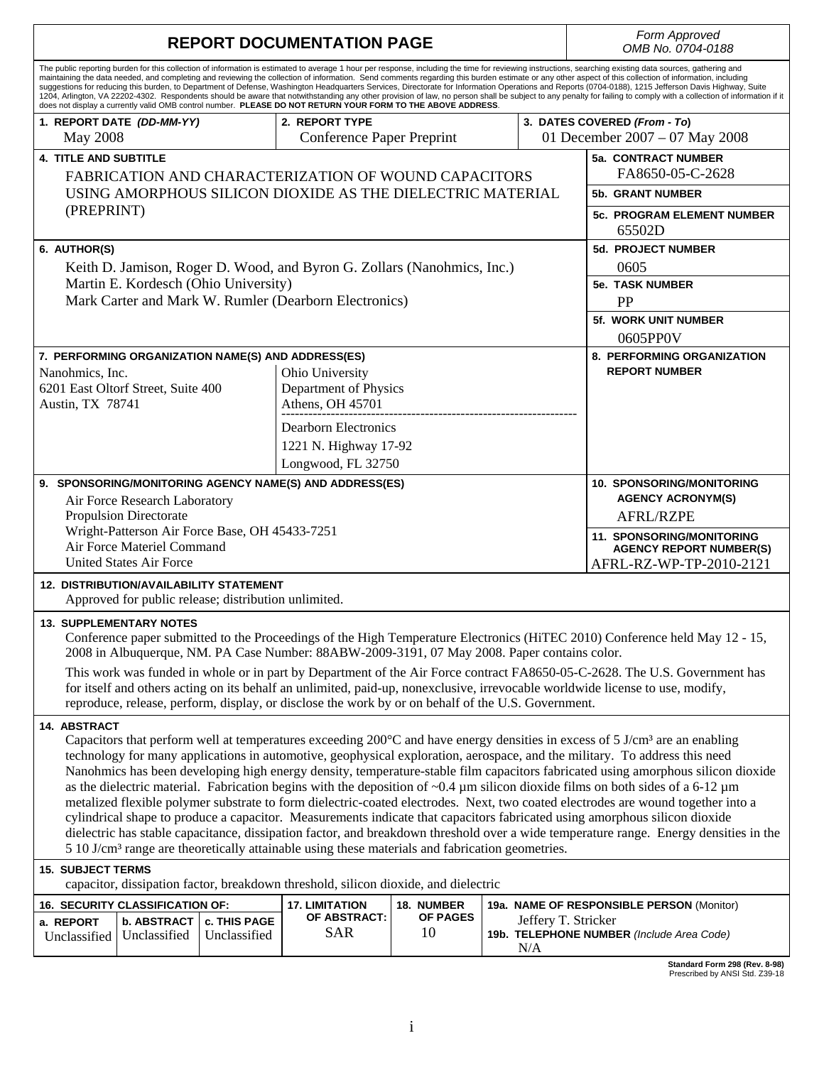# REPORT DOCUMENTATION PAGE

*Form Approved OMB No. 0704-0188*

The public reporting burden for this collection of information is estimated to average 1 hour per response, including the time for reviewing instructions, searching existing data sources, gathering and maintaining the data needed, and completing and reviewing the collection of information. Send comments regarding this burden estimate or any other aspect of this collection of information, including suggestions for reducing this burden, to Department of Defense, Washington Headquarters Services, Directorate for Information Operations and Reports (0704-0188), 1215 Jefferson Davis Highway, Suite 1204, Arlington, VA 22202-4302. Respondents should be aware that notwithstanding any other provision of law, no person shall be subject to any penalty for failing to comply with a collection of information if it does not display a currently valid OMB control number. **PLEASE DO NOT RETURN YOUR FORM TO THE ABOVE ADDRESS**.

| 1. REPORT DATE *(DD-MM-YY)* | 2. REPORT TYPE | 3. DATES COVERED *(From - To)* |
|---|---|---|
| May 2008 | Conference Paper Preprint | 01 December 2007 – 07 May 2008 |

**4. TITLE AND SUBTITLE**

FABRICATION AND CHARACTERIZATION OF WOUND CAPACITORS USING AMORPHOUS SILICON DIOXIDE AS THE DIELECTRIC MATERIAL (PREPRINT)

**5a. CONTRACT NUMBER** FA8650-05-C-2628

**5b. GRANT NUMBER**

**5c. PROGRAM ELEMENT NUMBER** 65502D

**6. AUTHOR(S)**

Keith D. Jamison, Roger D. Wood, and Byron G. Zollars (Nanohmics, Inc.)
Martin E. Kordesch (Ohio University)
Mark Carter and Mark W. Rumler (Dearborn Electronics)

**5d. PROJECT NUMBER** 0605

**5e. TASK NUMBER** PP

**5f. WORK UNIT NUMBER** 0605PP0V

**7. PERFORMING ORGANIZATION NAME(S) AND ADDRESS(ES)**

Nanohmics, Inc.
6201 East Oltorf Street, Suite 400
Austin, TX 78741

Ohio University
Department of Physics
Athens, OH 45701

Dearborn Electronics
1221 N. Highway 17-92
Longwood, FL 32750

**8. PERFORMING ORGANIZATION REPORT NUMBER**

**9. SPONSORING/MONITORING AGENCY NAME(S) AND ADDRESS(ES)**

Air Force Research Laboratory
Propulsion Directorate
Wright-Patterson Air Force Base, OH 45433-7251
Air Force Materiel Command
United States Air Force

**10. SPONSORING/MONITORING AGENCY ACRONYM(S)** AFRL/RZPE

**11. SPONSORING/MONITORING AGENCY REPORT NUMBER(S)** AFRL-RZ-WP-TP-2010-2121

**12. DISTRIBUTION/AVAILABILITY STATEMENT**

Approved for public release; distribution unlimited.

**13. SUPPLEMENTARY NOTES**

Conference paper submitted to the Proceedings of the High Temperature Electronics (HiTEC 2010) Conference held May 12 - 15, 2008 in Albuquerque, NM. PA Case Number: 88ABW-2009-3191, 07 May 2008. Paper contains color.

This work was funded in whole or in part by Department of the Air Force contract FA8650-05-C-2628. The U.S. Government has for itself and others acting on its behalf an unlimited, paid-up, nonexclusive, irrevocable worldwide license to use, modify, reproduce, release, perform, display, or disclose the work by or on behalf of the U.S. Government.

**14. ABSTRACT**

Capacitors that perform well at temperatures exceeding 200°C and have energy densities in excess of 5 J/cm³ are an enabling technology for many applications in automotive, geophysical exploration, aerospace, and the military. To address this need Nanohmics has been developing high energy density, temperature-stable film capacitors fabricated using amorphous silicon dioxide as the dielectric material. Fabrication begins with the deposition of ~0.4 µm silicon dioxide films on both sides of a 6-12 µm metalized flexible polymer substrate to form dielectric-coated electrodes. Next, two coated electrodes are wound together into a cylindrical shape to produce a capacitor. Measurements indicate that capacitors fabricated using amorphous silicon dioxide dielectric has stable capacitance, dissipation factor, and breakdown threshold over a wide temperature range. Energy densities in the 5 10 J/cm³ range are theoretically attainable using these materials and fabrication geometries.

**15. SUBJECT TERMS**

capacitor, dissipation factor, breakdown threshold, silicon dioxide, and dielectric

| 16. SECURITY CLASSIFICATION OF: | | | 17. LIMITATION OF ABSTRACT: | 18. NUMBER OF PAGES | 19a. NAME OF RESPONSIBLE PERSON (Monitor) |
|---|---|---|---|---|---|
| a. REPORT | b. ABSTRACT | c. THIS PAGE | | | |
| Unclassified | Unclassified | Unclassified | SAR | 10 | Jeffery T. Stricker |
| | | | | | **19b. TELEPHONE NUMBER** *(Include Area Code)* N/A |

Standard Form 298 (Rev. 8-98)
Prescribed by ANSI Std. Z39-18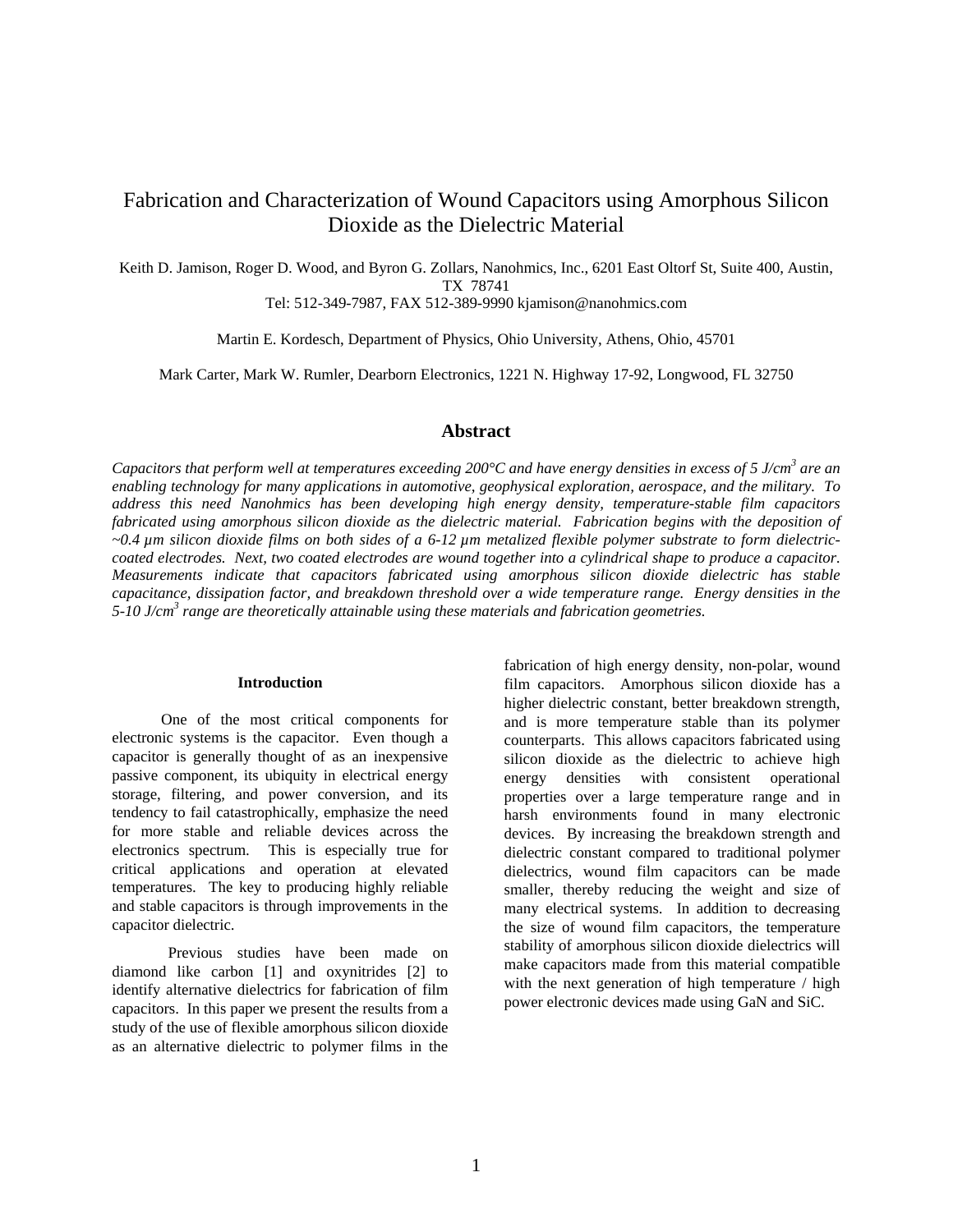# Fabrication and Characterization of Wound Capacitors using Amorphous Silicon Dioxide as the Dielectric Material

Keith D. Jamison, Roger D. Wood, and Byron G. Zollars, Nanohmics, Inc., 6201 East Oltorf St, Suite 400, Austin, TX 78741
Tel: 512-349-7987, FAX 512-389-9990 kjamison@nanohmics.com

Martin E. Kordesch, Department of Physics, Ohio University, Athens, Ohio, 45701

Mark Carter, Mark W. Rumler, Dearborn Electronics, 1221 N. Highway 17-92, Longwood, FL 32750

## Abstract

*Capacitors that perform well at temperatures exceeding 200°C and have energy densities in excess of 5 J/cm$^3$ are an enabling technology for many applications in automotive, geophysical exploration, aerospace, and the military. To address this need Nanohmics has been developing high energy density, temperature-stable film capacitors fabricated using amorphous silicon dioxide as the dielectric material. Fabrication begins with the deposition of ~0.4 µm silicon dioxide films on both sides of a 6-12 µm metalized flexible polymer substrate to form dielectric-coated electrodes. Next, two coated electrodes are wound together into a cylindrical shape to produce a capacitor. Measurements indicate that capacitors fabricated using amorphous silicon dioxide dielectric has stable capacitance, dissipation factor, and breakdown threshold over a wide temperature range. Energy densities in the 5-10 J/cm$^3$ range are theoretically attainable using these materials and fabrication geometries.*

### Introduction

One of the most critical components for electronic systems is the capacitor. Even though a capacitor is generally thought of as an inexpensive passive component, its ubiquity in electrical energy storage, filtering, and power conversion, and its tendency to fail catastrophically, emphasize the need for more stable and reliable devices across the electronics spectrum. This is especially true for critical applications and operation at elevated temperatures. The key to producing highly reliable and stable capacitors is through improvements in the capacitor dielectric.

Previous studies have been made on diamond like carbon [1] and oxynitrides [2] to identify alternative dielectrics for fabrication of film capacitors. In this paper we present the results from a study of the use of flexible amorphous silicon dioxide as an alternative dielectric to polymer films in the fabrication of high energy density, non-polar, wound film capacitors. Amorphous silicon dioxide has a higher dielectric constant, better breakdown strength, and is more temperature stable than its polymer counterparts. This allows capacitors fabricated using silicon dioxide as the dielectric to achieve high energy densities with consistent operational properties over a large temperature range and in harsh environments found in many electronic devices. By increasing the breakdown strength and dielectric constant compared to traditional polymer dielectrics, wound film capacitors can be made smaller, thereby reducing the weight and size of many electrical systems. In addition to decreasing the size of wound film capacitors, the temperature stability of amorphous silicon dioxide dielectrics will make capacitors made from this material compatible with the next generation of high temperature / high power electronic devices made using GaN and SiC.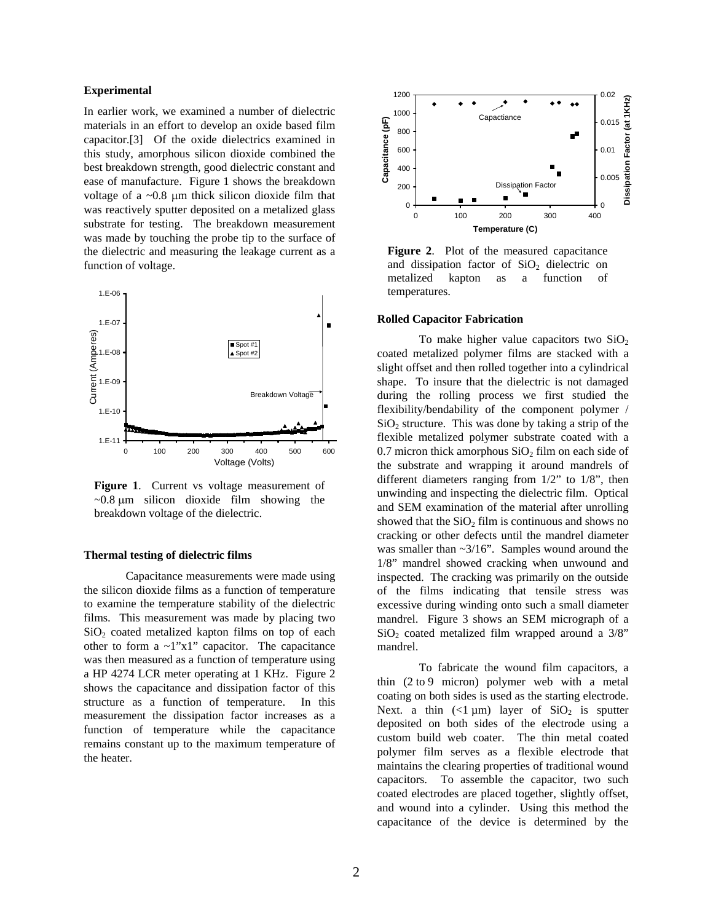### Experimental

In earlier work, we examined a number of dielectric materials in an effort to develop an oxide based film capacitor.[3] Of the oxide dielectrics examined in this study, amorphous silicon dioxide combined the best breakdown strength, good dielectric constant and ease of manufacture. Figure 1 shows the breakdown voltage of a ~0.8 μm thick silicon dioxide film that was reactively sputter deposited on a metalized glass substrate for testing. The breakdown measurement was made by touching the probe tip to the surface of the dielectric and measuring the leakage current as a function of voltage.

**Figure 1**. Current vs voltage measurement of ~0.8 μm silicon dioxide film showing the breakdown voltage of the dielectric.

### Thermal testing of dielectric films

Capacitance measurements were made using the silicon dioxide films as a function of temperature to examine the temperature stability of the dielectric films. This measurement was made by placing two $SiO_2$ coated metalized kapton films on top of each other to form a ~1"x1" capacitor. The capacitance was then measured as a function of temperature using a HP 4274 LCR meter operating at 1 KHz. Figure 2 shows the capacitance and dissipation factor of this structure as a function of temperature. In this measurement the dissipation factor increases as a function of temperature while the capacitance remains constant up to the maximum temperature of the heater.

**Figure 2**. Plot of the measured capacitance and dissipation factor of $SiO_2$ dielectric on metalized kapton as a function of temperatures.

### Rolled Capacitor Fabrication

To make higher value capacitors two $SiO_2$ coated metalized polymer films are stacked with a slight offset and then rolled together into a cylindrical shape. To insure that the dielectric is not damaged during the rolling process we first studied the flexibility/bendability of the component polymer / $SiO_2$ structure. This was done by taking a strip of the flexible metalized polymer substrate coated with a 0.7 micron thick amorphous $SiO_2$ film on each side of the substrate and wrapping it around mandrels of different diameters ranging from 1/2" to 1/8", then unwinding and inspecting the dielectric film. Optical and SEM examination of the material after unrolling showed that the $SiO_2$ film is continuous and shows no cracking or other defects until the mandrel diameter was smaller than ~3/16". Samples wound around the 1/8" mandrel showed cracking when unwound and inspected. The cracking was primarily on the outside of the films indicating that tensile stress was excessive during winding onto such a small diameter mandrel. Figure 3 shows an SEM micrograph of a $SiO_2$ coated metalized film wrapped around a 3/8" mandrel.

To fabricate the wound film capacitors, a thin (2 to 9 micron) polymer web with a metal coating on both sides is used as the starting electrode. Next. a thin (<1 μm) layer of $SiO_2$ is sputter deposited on both sides of the electrode using a custom build web coater. The thin metal coated polymer film serves as a flexible electrode that maintains the clearing properties of traditional wound capacitors. To assemble the capacitor, two such coated electrodes are placed together, slightly offset, and wound into a cylinder. Using this method the capacitance of the device is determined by the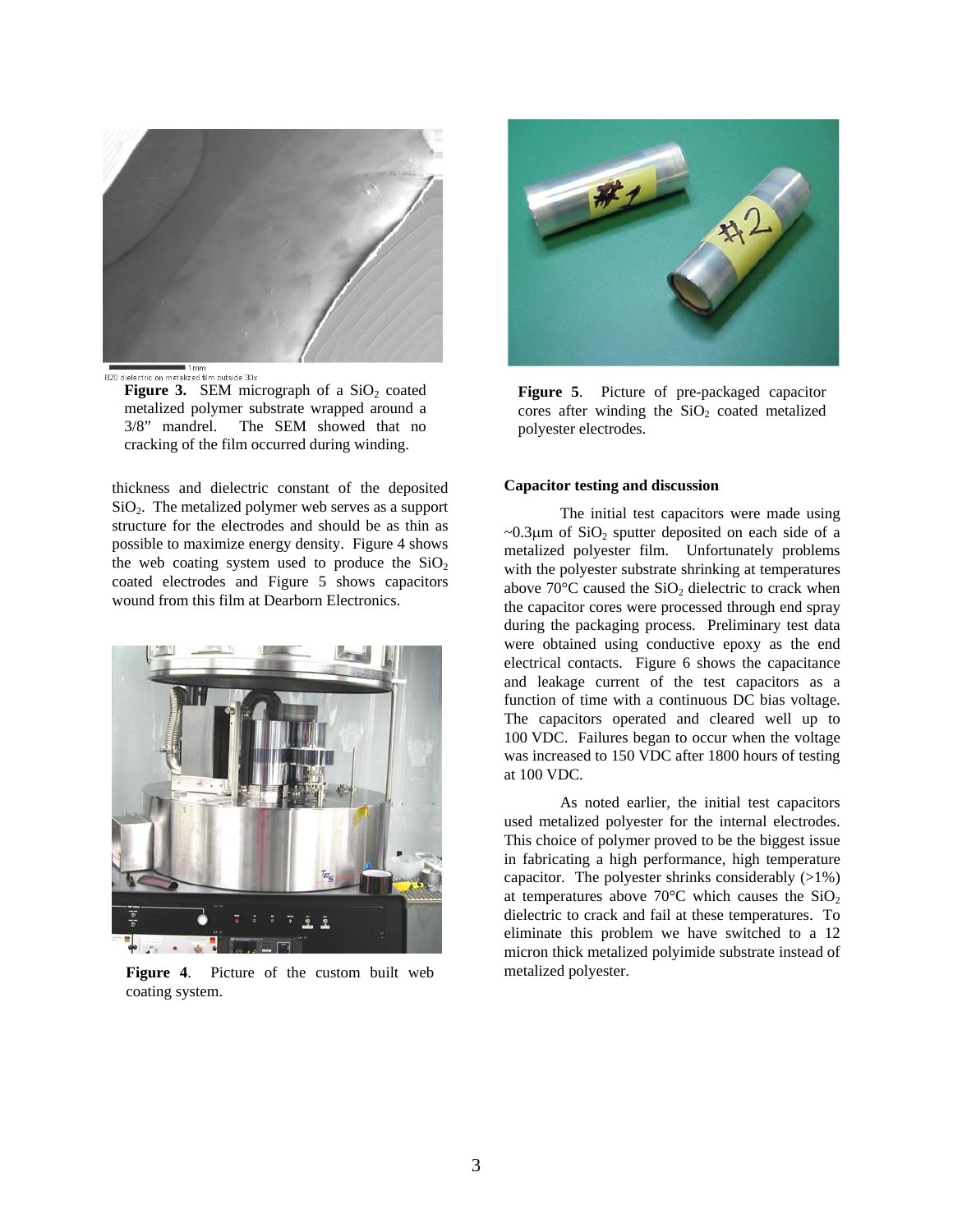Figure 3. SEM micrograph of a $SiO_2$ coated metalized polymer substrate wrapped around a 3/8" mandrel. The SEM showed that no cracking of the film occurred during winding.

thickness and dielectric constant of the deposited $SiO_2$. The metalized polymer web serves as a support structure for the electrodes and should be as thin as possible to maximize energy density. Figure 4 shows the web coating system used to produce the $SiO_2$ coated electrodes and Figure 5 shows capacitors wound from this film at Dearborn Electronics.

**Figure 4**. Picture of the custom built web coating system.

**Figure 5**. Picture of pre-packaged capacitor cores after winding the $SiO_2$ coated metalized polyester electrodes.

**Capacitor testing and discussion**

The initial test capacitors were made using ~0.3μm of $SiO_2$ sputter deposited on each side of a metalized polyester film. Unfortunately problems with the polyester substrate shrinking at temperatures above 70°C caused the $SiO_2$ dielectric to crack when the capacitor cores were processed through end spray during the packaging process. Preliminary test data were obtained using conductive epoxy as the end electrical contacts. Figure 6 shows the capacitance and leakage current of the test capacitors as a function of time with a continuous DC bias voltage. The capacitors operated and cleared well up to 100 VDC. Failures began to occur when the voltage was increased to 150 VDC after 1800 hours of testing at 100 VDC.

As noted earlier, the initial test capacitors used metalized polyester for the internal electrodes. This choice of polymer proved to be the biggest issue in fabricating a high performance, high temperature capacitor. The polyester shrinks considerably (>1%) at temperatures above 70°C which causes the $SiO_2$ dielectric to crack and fail at these temperatures. To eliminate this problem we have switched to a 12 micron thick metalized polyimide substrate instead of metalized polyester.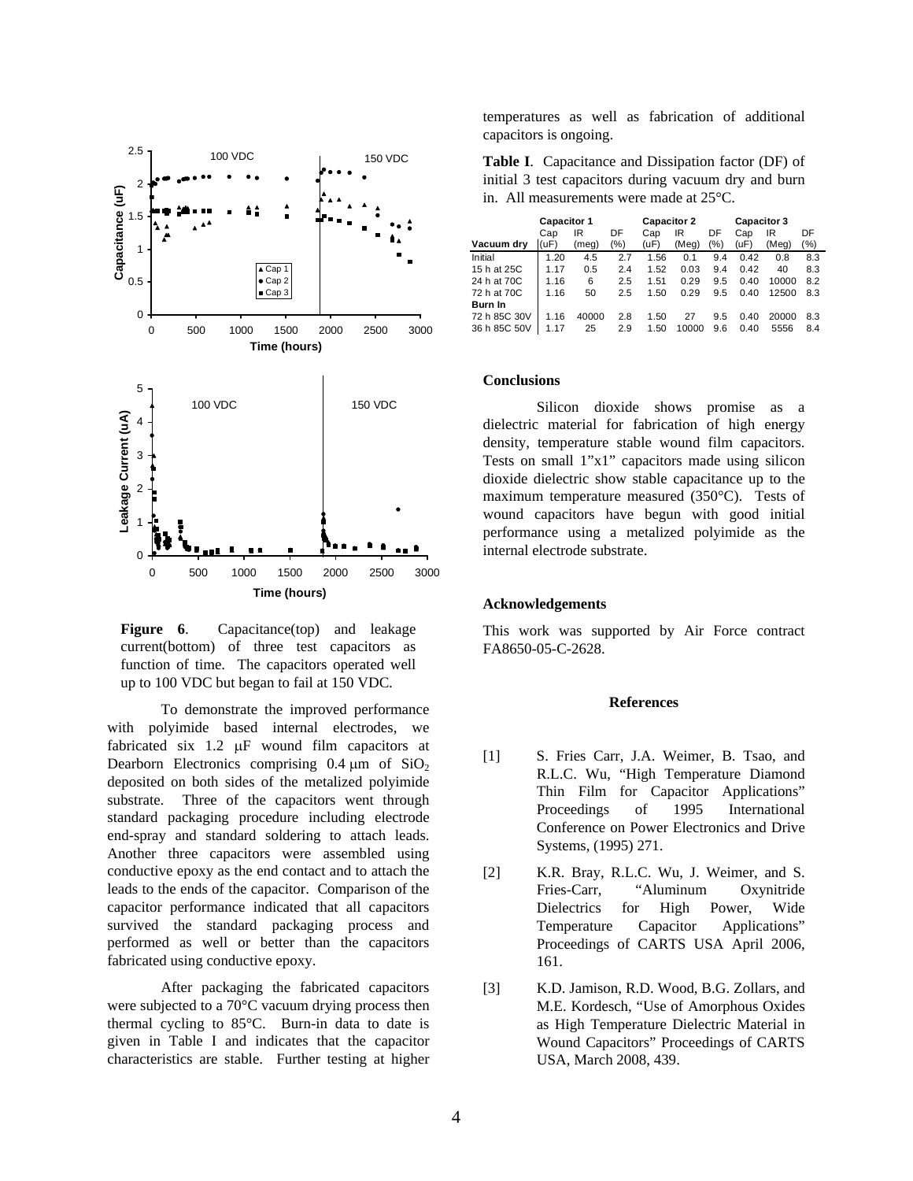100 VDC

150 VDC

Capacitance (uF)

Time (hours)

Cap 1

Cap 2

Cap 3

0

500

1000

1500

2000

2500

3000

0

0.5

1

1.5

2

2.5

100 VDC

150 VDC

Leakage Current (uA)

Time (hours)

0

500

1000

1500

2000

2500

3000

0

1

2

3

4

5

**Figure 6**. Capacitance(top) and leakage current(bottom) of three test capacitors as function of time. The capacitors operated well up to 100 VDC but began to fail at 150 VDC.

To demonstrate the improved performance with polyimide based internal electrodes, we fabricated six 1.2 μF wound film capacitors at Dearborn Electronics comprising 0.4 μm of $SiO_2$ deposited on both sides of the metalized polyimide substrate. Three of the capacitors went through standard packaging procedure including electrode end-spray and standard soldering to attach leads. Another three capacitors were assembled using conductive epoxy as the end contact and to attach the leads to the ends of the capacitor. Comparison of the capacitor performance indicated that all capacitors survived the standard packaging process and performed as well or better than the capacitors fabricated using conductive epoxy.

After packaging the fabricated capacitors were subjected to a 70°C vacuum drying process then thermal cycling to 85°C. Burn-in data to date is given in Table I and indicates that the capacitor characteristics are stable. Further testing at higher temperatures as well as fabrication of additional capacitors is ongoing.

**Table I**. Capacitance and Dissipation factor (DF) of initial 3 test capacitors during vacuum dry and burn in. All measurements were made at 25°C.

| | Capacitor 1 | | | Capacitor 2 | | | Capacitor 3 | | |
|---|---|---|---|---|---|---|---|---|---|
| Vacuum dry | Cap (uF) | IR (meg) | DF (%) | Cap (uF) | IR (Meg) | DF (%) | Cap (uF) | IR (Meg) | DF (%) |
| Initial | 1.20 | 4.5 | 2.7 | 1.56 | 0.1 | 9.4 | 0.42 | 0.8 | 8.3 |
| 15 h at 25C | 1.17 | 0.5 | 2.4 | 1.52 | 0.03 | 9.4 | 0.42 | 40 | 8.3 |
| 24 h at 70C | 1.16 | 6 | 2.5 | 1.51 | 0.29 | 9.5 | 0.40 | 10000 | 8.2 |
| 72 h at 70C | 1.16 | 50 | 2.5 | 1.50 | 0.29 | 9.5 | 0.40 | 12500 | 8.3 |
| **Burn In** | | | | | | | | | |
| 72 h 85C 30V | 1.16 | 40000 | 2.8 | 1.50 | 27 | 9.5 | 0.40 | 20000 | 8.3 |
| 36 h 85C 50V | 1.17 | 25 | 2.9 | 1.50 | 10000 | 9.6 | 0.40 | 5556 | 8.4 |

#### Conclusions

Silicon dioxide shows promise as a dielectric material for fabrication of high energy density, temperature stable wound film capacitors. Tests on small 1"x1" capacitors made using silicon dioxide dielectric show stable capacitance up to the maximum temperature measured (350°C). Tests of wound capacitors have begun with good initial performance using a metalized polyimide as the internal electrode substrate.

#### Acknowledgements

This work was supported by Air Force contract FA8650-05-C-2628.

#### References

[1] S. Fries Carr, J.A. Weimer, B. Tsao, and R.L.C. Wu, "High Temperature Diamond Thin Film for Capacitor Applications" Proceedings of 1995 International Conference on Power Electronics and Drive Systems, (1995) 271.

[2] K.R. Bray, R.L.C. Wu, J. Weimer, and S. Fries-Carr, "Aluminum Oxynitride Dielectrics for High Power, Wide Temperature Capacitor Applications" Proceedings of CARTS USA April 2006, 161.

[3] K.D. Jamison, R.D. Wood, B.G. Zollars, and M.E. Kordesch, "Use of Amorphous Oxides as High Temperature Dielectric Material in Wound Capacitors" Proceedings of CARTS USA, March 2008, 439.